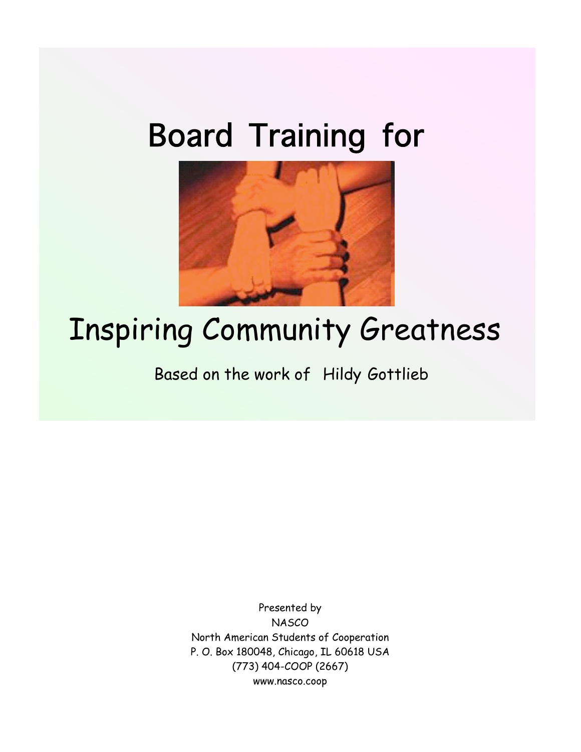# Board Training for

# Inspiring Community Greatness

Based on the work of Hildy Gottlieb

Presented by
NASCO
North American Students of Cooperation
P. O. Box 180048, Chicago, IL 60618 USA
(773) 404-COOP (2667)
www.nasco.coop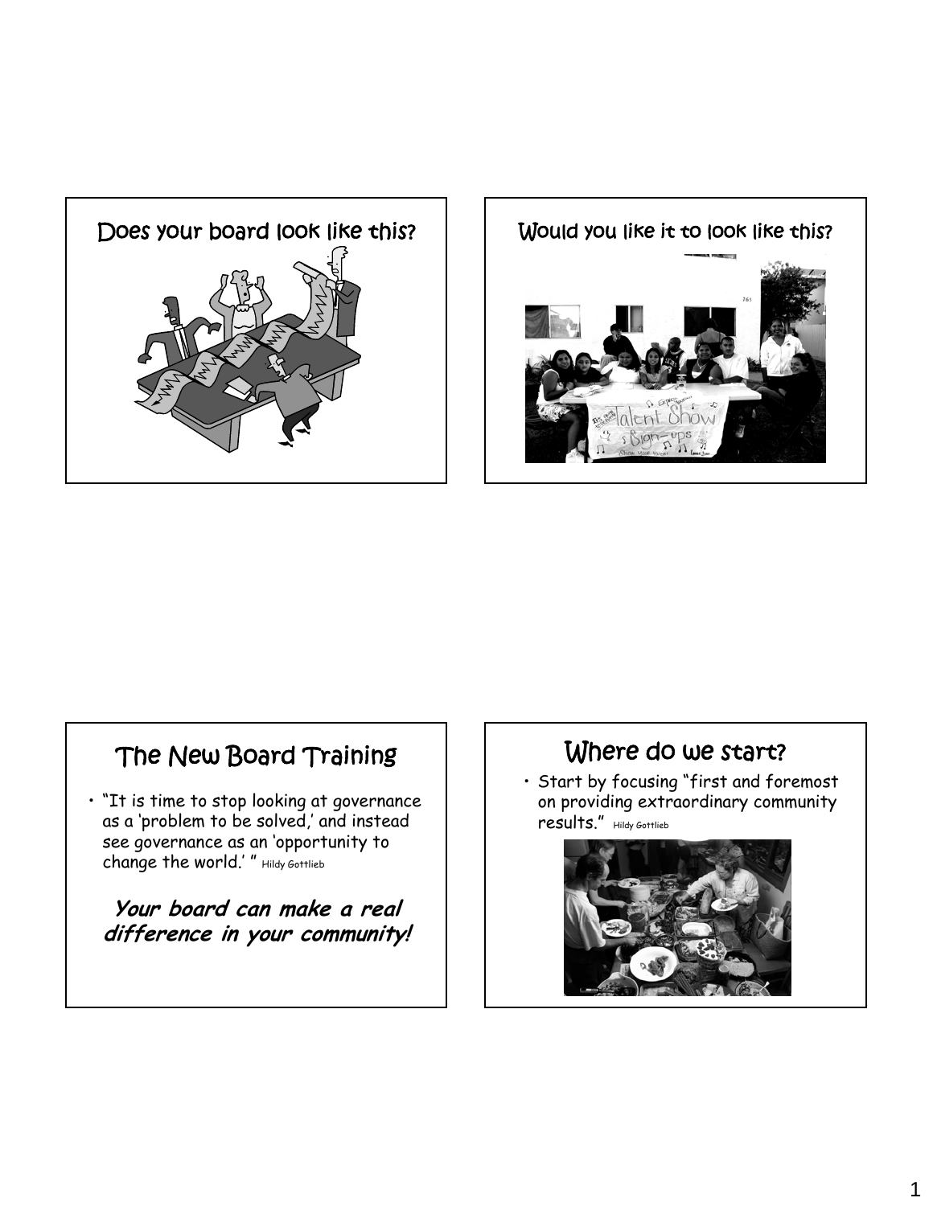## Does your board look like this?

## Would you like it to look like this?

## The New Board Training

- "It is time to stop looking at governance as a 'problem to be solved,' and instead see governance as an 'opportunity to change the world.' " Hildy Gottlieb

***Your board can make a real difference in your community!***

## Where do we start?

- Start by focusing "first and foremost on providing extraordinary community results." Hildy Gottlieb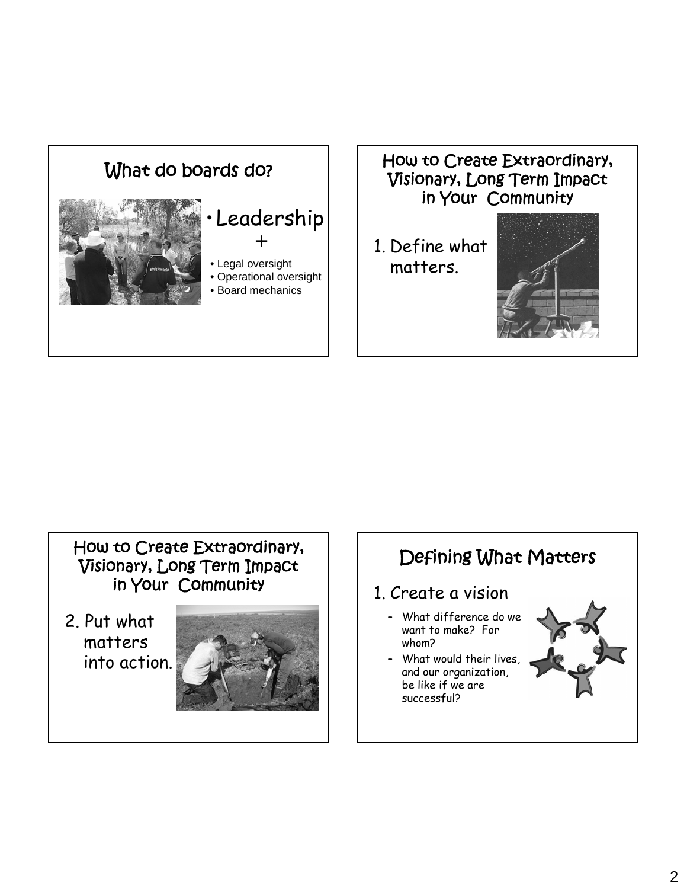## What do boards do?

- Leadership
  +
  - Legal oversight
  - Operational oversight
  - Board mechanics

## How to Create Extraordinary, Visionary, Long Term Impact in Your Community

1. Define what matters.

## How to Create Extraordinary, Visionary, Long Term Impact in Your Community

2. Put what matters into action.

## Defining What Matters

1. Create a vision
   - What difference do we want to make? For whom?
   - What would their lives, and our organization, be like if we are successful?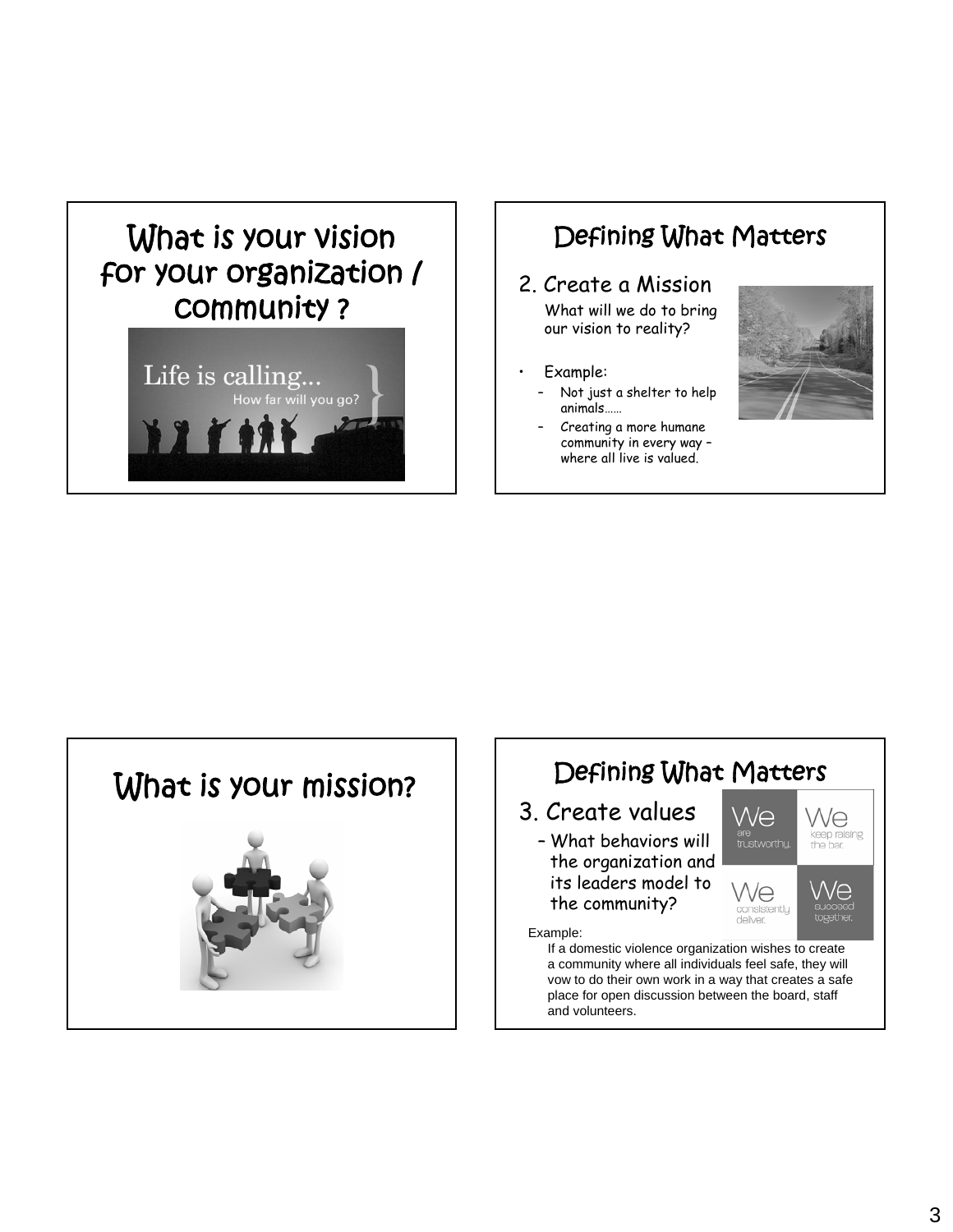## What is your vision for your organization / community ?

Life is calling...
How far will you go?

## Defining What Matters

2. Create a Mission

   What will we do to bring our vision to reality?

- Example:
  - Not just a shelter to help animals……
  - Creating a more humane community in every way – where all live is valued.

## What is your mission?

## Defining What Matters

3. Create values
   - What behaviors will the organization and its leaders model to the community?

We are trustworthy. We keep raising the bar. We consistently deliver. We succeed together.

Example:

If a domestic violence organization wishes to create a community where all individuals feel safe, they will vow to do their own work in a way that creates a safe place for open discussion between the board, staff and volunteers.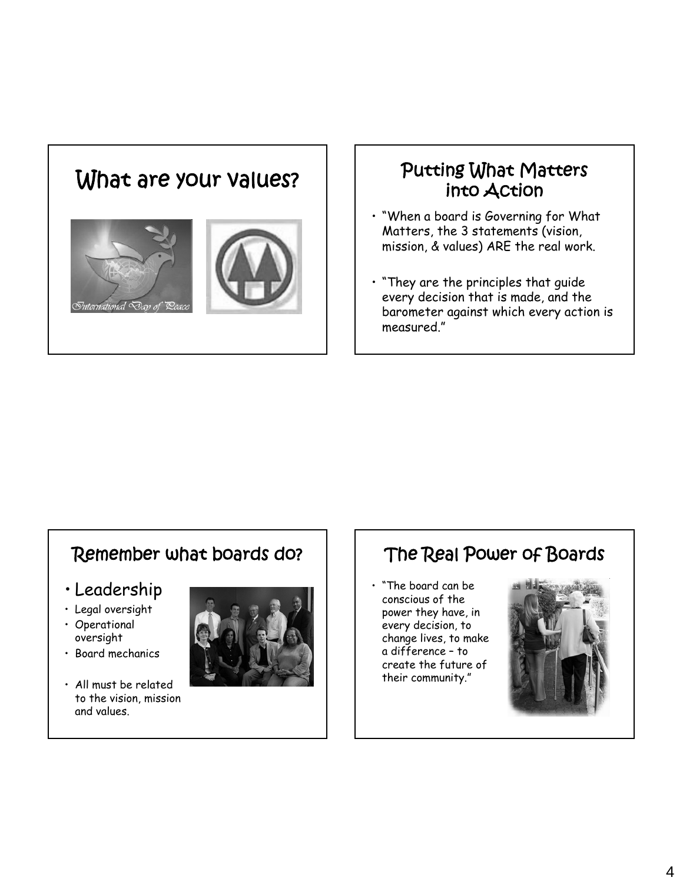## What are your values?

## Putting What Matters into Action

- "When a board is Governing for What Matters, the 3 statements (vision, mission, & values) ARE the real work.
- "They are the principles that guide every decision that is made, and the barometer against which every action is measured."

## Remember what boards do?

- Leadership
- Legal oversight
- Operational oversight
- Board mechanics
- All must be related to the vision, mission and values.

## The Real Power of Boards

- "The board can be conscious of the power they have, in every decision, to change lives, to make a difference – to create the future of their community."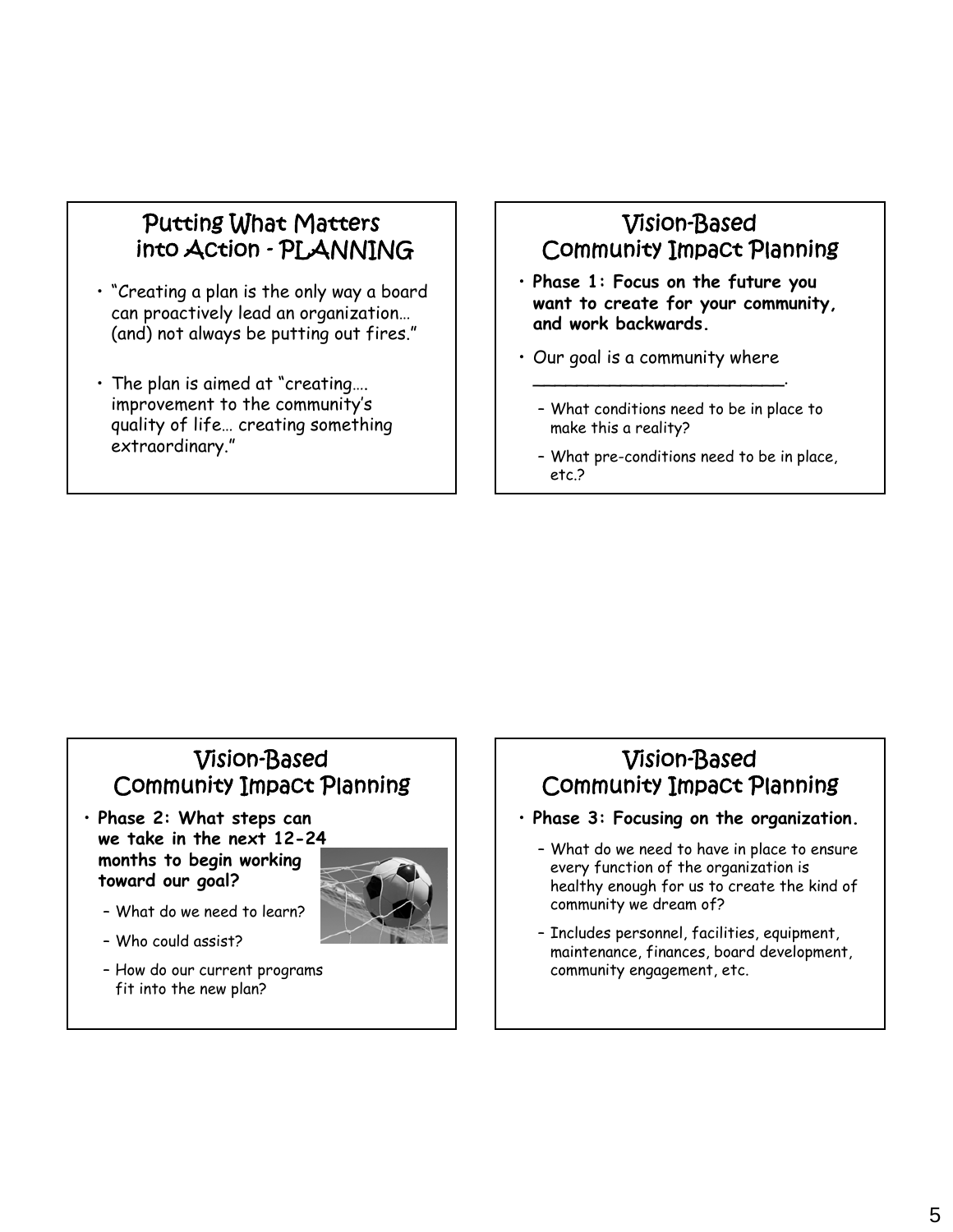## Putting What Matters into Action - PLANNING

- "Creating a plan is the only way a board can proactively lead an organization… (and) not always be putting out fires."
- The plan is aimed at "creating…. improvement to the community's quality of life… creating something extraordinary."

## Vision-Based Community Impact Planning

- **Phase 1: Focus on the future you want to create for your community, and work backwards.**
- Our goal is a community where \_\_\_\_\_\_\_\_\_\_\_\_\_\_\_\_\_\_\_\_\_\_\_\_\_.
  - What conditions need to be in place to make this a reality?
  - What pre-conditions need to be in place, etc.?

## Vision-Based Community Impact Planning

- **Phase 2: What steps can we take in the next 12-24 months to begin working toward our goal?**
  - What do we need to learn?
  - Who could assist?
  - How do our current programs fit into the new plan?

## Vision-Based Community Impact Planning

- **Phase 3: Focusing on the organization.**
  - What do we need to have in place to ensure every function of the organization is healthy enough for us to create the kind of community we dream of?
  - Includes personnel, facilities, equipment, maintenance, finances, board development, community engagement, etc.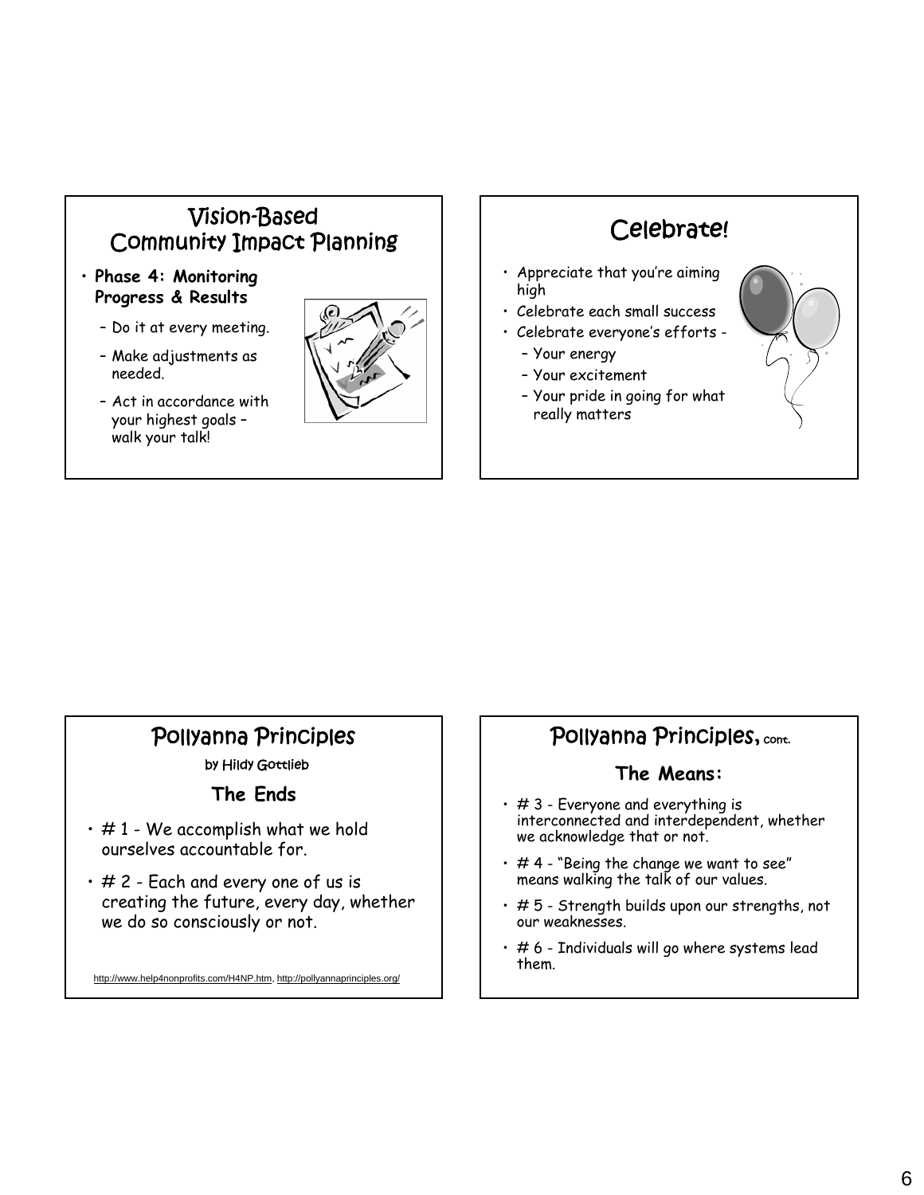## Vision-Based Community Impact Planning

- **Phase 4: Monitoring Progress & Results**
  - Do it at every meeting.
  - Make adjustments as needed.
  - Act in accordance with your highest goals – walk your talk!

## Celebrate!

- Appreciate that you're aiming high
- Celebrate each small success
- Celebrate everyone's efforts -
  - Your energy
  - Your excitement
  - Your pride in going for what really matters

## Pollyanna Principles

by Hildy Gottlieb

### The Ends

- # 1 - We accomplish what we hold ourselves accountable for.
- # 2 - Each and every one of us is creating the future, every day, whether we do so consciously or not.

http://www.help4nonprofits.com/H4NP.htm, http://pollyannaprinciples.org/

## Pollyanna Principles, cont.

### The Means:

- # 3 - Everyone and everything is interconnected and interdependent, whether we acknowledge that or not.
- # 4 - "Being the change we want to see" means walking the talk of our values.
- # 5 - Strength builds upon our strengths, not our weaknesses.
- # 6 - Individuals will go where systems lead them.